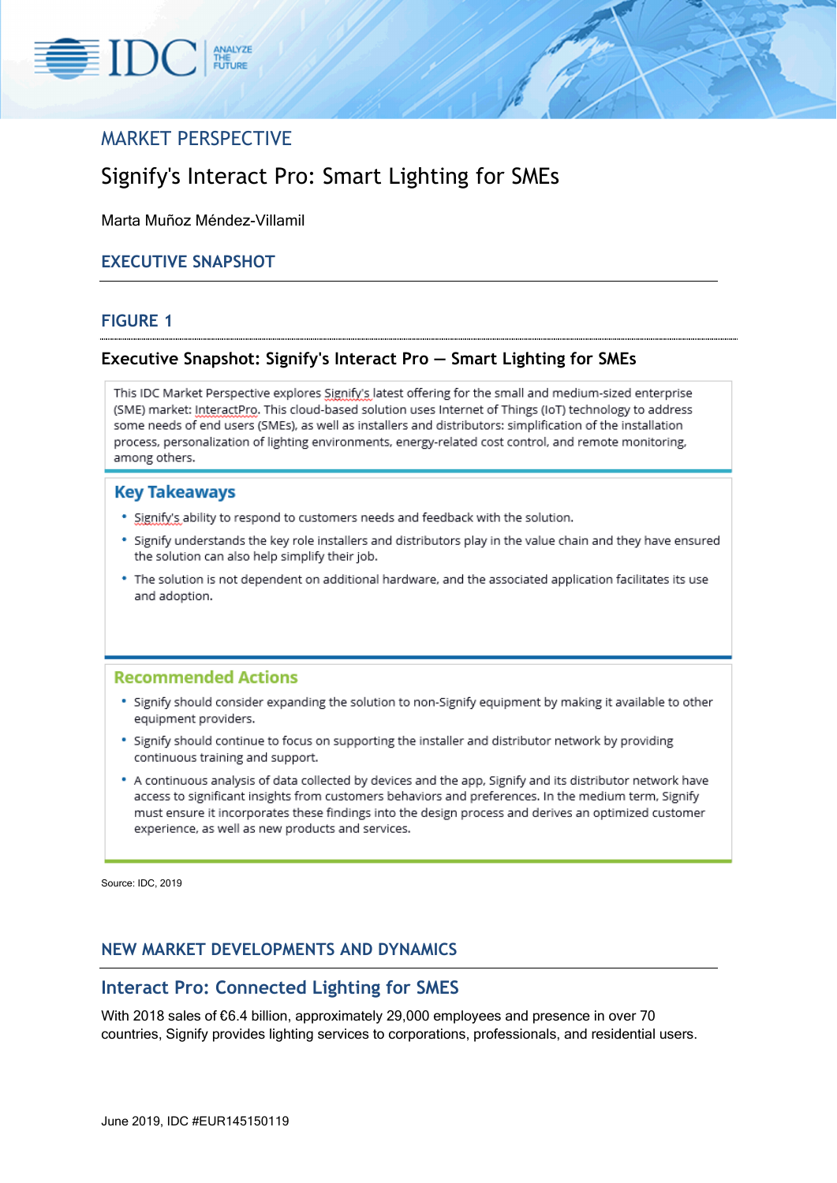## MARKET PERSPECTIVE

# Signify's Interact Pro: Smart Lighting for SMEs

Marta Muñoz Méndez-Villamil

## EXECUTIVE SNAPSHOT

### FIGURE 1

### Executive Snapshot: Signify's Interact Pro — Smart Lighting for SMEs

This IDC Market Perspective explores Signify's latest offering for the small and medium-sized enterprise (SME) market: InteractPro. This cloud-based solution uses Internet of Things (IoT) technology to address some needs of end users (SMEs), as well as installers and distributors: simplification of the installation process, personalization of lighting environments, energy-related cost control, and remote monitoring, among others.

**Key Takeaways**

- Signify's ability to respond to customers needs and feedback with the solution.
- Signify understands the key role installers and distributors play in the value chain and they have ensured the solution can also help simplify their job.
- The solution is not dependent on additional hardware, and the associated application facilitates its use and adoption.

**Recommended Actions**

- Signify should consider expanding the solution to non-Signify equipment by making it available to other equipment providers.
- Signify should continue to focus on supporting the installer and distributor network by providing continuous training and support.
- A continuous analysis of data collected by devices and the app, Signify and its distributor network have access to significant insights from customers behaviors and preferences. In the medium term, Signify must ensure it incorporates these findings into the design process and derives an optimized customer experience, as well as new products and services.

Source: IDC, 2019

## NEW MARKET DEVELOPMENTS AND DYNAMICS

### Interact Pro: Connected Lighting for SMES

With 2018 sales of €6.4 billion, approximately 29,000 employees and presence in over 70 countries, Signify provides lighting services to corporations, professionals, and residential users.

June 2019, IDC #EUR145150119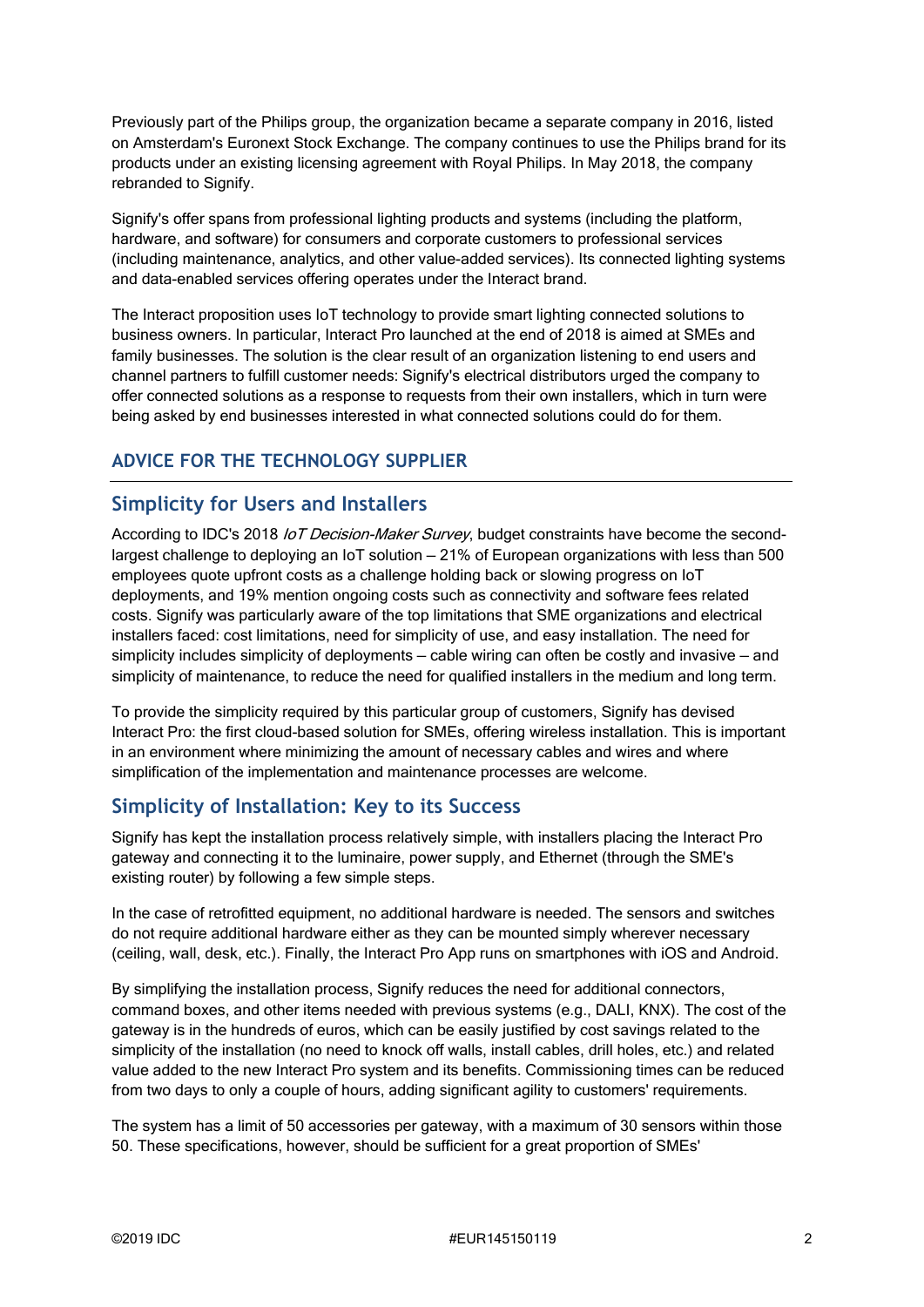Previously part of the Philips group, the organization became a separate company in 2016, listed on Amsterdam's Euronext Stock Exchange. The company continues to use the Philips brand for its products under an existing licensing agreement with Royal Philips. In May 2018, the company rebranded to Signify.

Signify's offer spans from professional lighting products and systems (including the platform, hardware, and software) for consumers and corporate customers to professional services (including maintenance, analytics, and other value-added services). Its connected lighting systems and data-enabled services offering operates under the Interact brand.

The Interact proposition uses IoT technology to provide smart lighting connected solutions to business owners. In particular, Interact Pro launched at the end of 2018 is aimed at SMEs and family businesses. The solution is the clear result of an organization listening to end users and channel partners to fulfill customer needs: Signify's electrical distributors urged the company to offer connected solutions as a response to requests from their own installers, which in turn were being asked by end businesses interested in what connected solutions could do for them.

## ADVICE FOR THE TECHNOLOGY SUPPLIER

### Simplicity for Users and Installers

According to IDC's 2018 *IoT Decision-Maker Survey*, budget constraints have become the second-largest challenge to deploying an IoT solution — 21% of European organizations with less than 500 employees quote upfront costs as a challenge holding back or slowing progress on IoT deployments, and 19% mention ongoing costs such as connectivity and software fees related costs. Signify was particularly aware of the top limitations that SME organizations and electrical installers faced: cost limitations, need for simplicity of use, and easy installation. The need for simplicity includes simplicity of deployments — cable wiring can often be costly and invasive — and simplicity of maintenance, to reduce the need for qualified installers in the medium and long term.

To provide the simplicity required by this particular group of customers, Signify has devised Interact Pro: the first cloud-based solution for SMEs, offering wireless installation. This is important in an environment where minimizing the amount of necessary cables and wires and where simplification of the implementation and maintenance processes are welcome.

### Simplicity of Installation: Key to its Success

Signify has kept the installation process relatively simple, with installers placing the Interact Pro gateway and connecting it to the luminaire, power supply, and Ethernet (through the SME's existing router) by following a few simple steps.

In the case of retrofitted equipment, no additional hardware is needed. The sensors and switches do not require additional hardware either as they can be mounted simply wherever necessary (ceiling, wall, desk, etc.). Finally, the Interact Pro App runs on smartphones with iOS and Android.

By simplifying the installation process, Signify reduces the need for additional connectors, command boxes, and other items needed with previous systems (e.g., DALI, KNX). The cost of the gateway is in the hundreds of euros, which can be easily justified by cost savings related to the simplicity of the installation (no need to knock off walls, install cables, drill holes, etc.) and related value added to the new Interact Pro system and its benefits. Commissioning times can be reduced from two days to only a couple of hours, adding significant agility to customers' requirements.

The system has a limit of 50 accessories per gateway, with a maximum of 30 sensors within those 50. These specifications, however, should be sufficient for a great proportion of SMEs'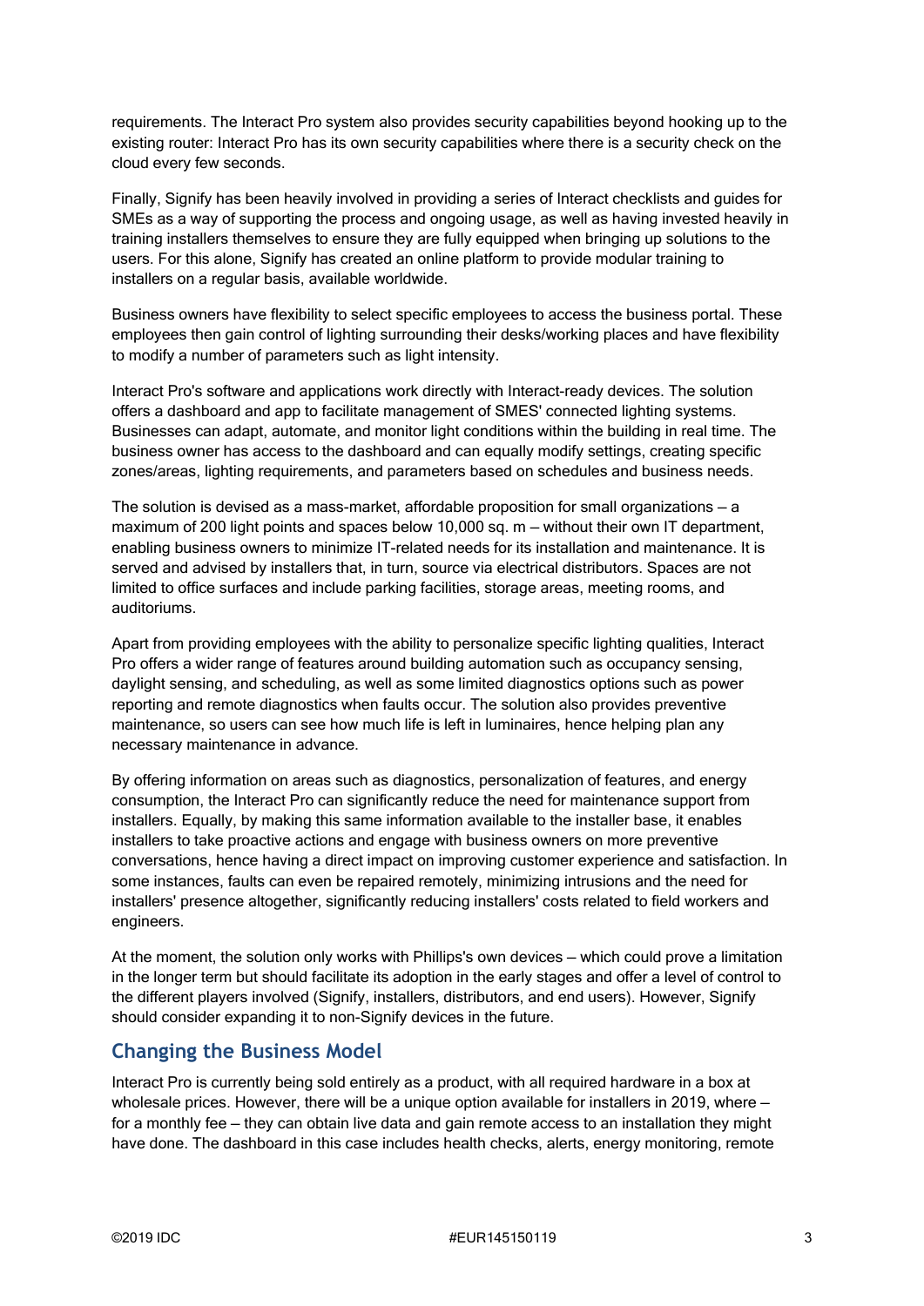requirements. The Interact Pro system also provides security capabilities beyond hooking up to the existing router: Interact Pro has its own security capabilities where there is a security check on the cloud every few seconds.

Finally, Signify has been heavily involved in providing a series of Interact checklists and guides for SMEs as a way of supporting the process and ongoing usage, as well as having invested heavily in training installers themselves to ensure they are fully equipped when bringing up solutions to the users. For this alone, Signify has created an online platform to provide modular training to installers on a regular basis, available worldwide.

Business owners have flexibility to select specific employees to access the business portal. These employees then gain control of lighting surrounding their desks/working places and have flexibility to modify a number of parameters such as light intensity.

Interact Pro's software and applications work directly with Interact-ready devices. The solution offers a dashboard and app to facilitate management of SMES' connected lighting systems. Businesses can adapt, automate, and monitor light conditions within the building in real time. The business owner has access to the dashboard and can equally modify settings, creating specific zones/areas, lighting requirements, and parameters based on schedules and business needs.

The solution is devised as a mass-market, affordable proposition for small organizations — a maximum of 200 light points and spaces below 10,000 sq. m — without their own IT department, enabling business owners to minimize IT-related needs for its installation and maintenance. It is served and advised by installers that, in turn, source via electrical distributors. Spaces are not limited to office surfaces and include parking facilities, storage areas, meeting rooms, and auditoriums.

Apart from providing employees with the ability to personalize specific lighting qualities, Interact Pro offers a wider range of features around building automation such as occupancy sensing, daylight sensing, and scheduling, as well as some limited diagnostics options such as power reporting and remote diagnostics when faults occur. The solution also provides preventive maintenance, so users can see how much life is left in luminaires, hence helping plan any necessary maintenance in advance.

By offering information on areas such as diagnostics, personalization of features, and energy consumption, the Interact Pro can significantly reduce the need for maintenance support from installers. Equally, by making this same information available to the installer base, it enables installers to take proactive actions and engage with business owners on more preventive conversations, hence having a direct impact on improving customer experience and satisfaction. In some instances, faults can even be repaired remotely, minimizing intrusions and the need for installers' presence altogether, significantly reducing installers' costs related to field workers and engineers.

At the moment, the solution only works with Phillips's own devices — which could prove a limitation in the longer term but should facilitate its adoption in the early stages and offer a level of control to the different players involved (Signify, installers, distributors, and end users). However, Signify should consider expanding it to non-Signify devices in the future.

## Changing the Business Model

Interact Pro is currently being sold entirely as a product, with all required hardware in a box at wholesale prices. However, there will be a unique option available for installers in 2019, where — for a monthly fee — they can obtain live data and gain remote access to an installation they might have done. The dashboard in this case includes health checks, alerts, energy monitoring, remote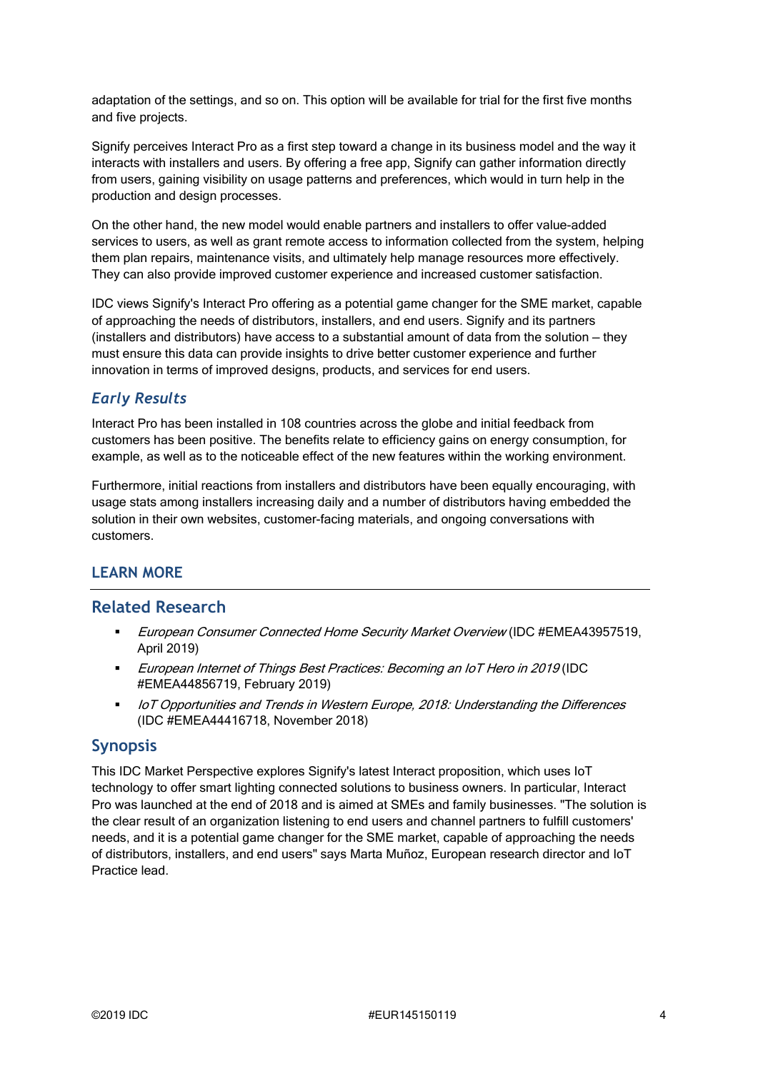adaptation of the settings, and so on. This option will be available for trial for the first five months and five projects.

Signify perceives Interact Pro as a first step toward a change in its business model and the way it interacts with installers and users. By offering a free app, Signify can gather information directly from users, gaining visibility on usage patterns and preferences, which would in turn help in the production and design processes.

On the other hand, the new model would enable partners and installers to offer value-added services to users, as well as grant remote access to information collected from the system, helping them plan repairs, maintenance visits, and ultimately help manage resources more effectively. They can also provide improved customer experience and increased customer satisfaction.

IDC views Signify's Interact Pro offering as a potential game changer for the SME market, capable of approaching the needs of distributors, installers, and end users. Signify and its partners (installers and distributors) have access to a substantial amount of data from the solution – they must ensure this data can provide insights to drive better customer experience and further innovation in terms of improved designs, products, and services for end users.

### *Early Results*

Interact Pro has been installed in 108 countries across the globe and initial feedback from customers has been positive. The benefits relate to efficiency gains on energy consumption, for example, as well as to the noticeable effect of the new features within the working environment.

Furthermore, initial reactions from installers and distributors have been equally encouraging, with usage stats among installers increasing daily and a number of distributors having embedded the solution in their own websites, customer-facing materials, and ongoing conversations with customers.

# LEARN MORE

## Related Research

- *European Consumer Connected Home Security Market Overview* (IDC #EMEA43957519, April 2019)
- *European Internet of Things Best Practices: Becoming an IoT Hero in 2019* (IDC #EMEA44856719, February 2019)
- *IoT Opportunities and Trends in Western Europe, 2018: Understanding the Differences* (IDC #EMEA44416718, November 2018)

## Synopsis

This IDC Market Perspective explores Signify's latest Interact proposition, which uses IoT technology to offer smart lighting connected solutions to business owners. In particular, Interact Pro was launched at the end of 2018 and is aimed at SMEs and family businesses. "The solution is the clear result of an organization listening to end users and channel partners to fulfill customers' needs, and it is a potential game changer for the SME market, capable of approaching the needs of distributors, installers, and end users" says Marta Muñoz, European research director and IoT Practice lead.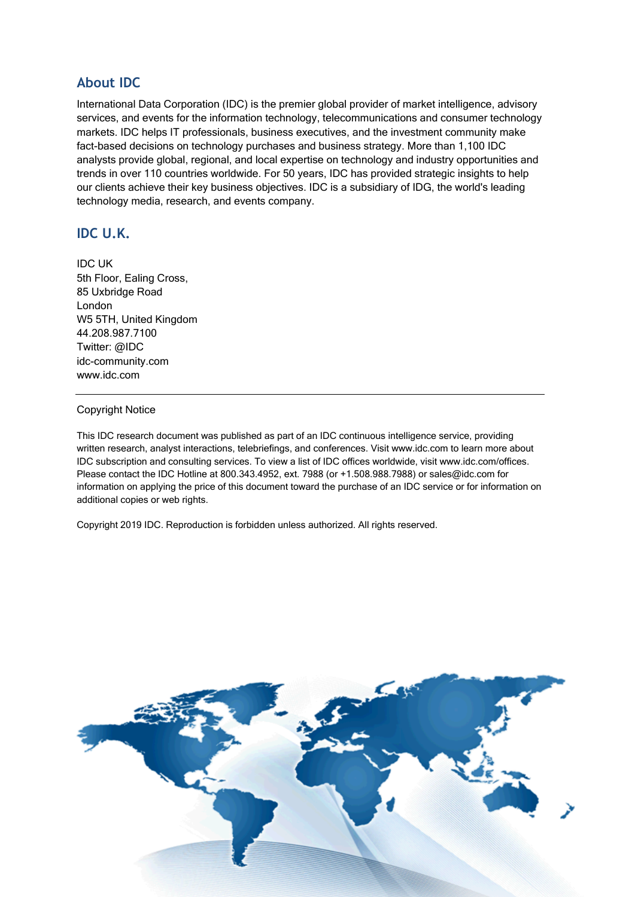## About IDC

International Data Corporation (IDC) is the premier global provider of market intelligence, advisory services, and events for the information technology, telecommunications and consumer technology markets. IDC helps IT professionals, business executives, and the investment community make fact-based decisions on technology purchases and business strategy. More than 1,100 IDC analysts provide global, regional, and local expertise on technology and industry opportunities and trends in over 110 countries worldwide. For 50 years, IDC has provided strategic insights to help our clients achieve their key business objectives. IDC is a subsidiary of IDG, the world's leading technology media, research, and events company.

## IDC U.K.

IDC UK
5th Floor, Ealing Cross,
85 Uxbridge Road
London
W5 5TH, United Kingdom
44.208.987.7100
Twitter: @IDC
idc-community.com
www.idc.com

---

Copyright Notice

This IDC research document was published as part of an IDC continuous intelligence service, providing written research, analyst interactions, telebriefings, and conferences. Visit www.idc.com to learn more about IDC subscription and consulting services. To view a list of IDC offices worldwide, visit www.idc.com/offices. Please contact the IDC Hotline at 800.343.4952, ext. 7988 (or +1.508.988.7988) or sales@idc.com for information on applying the price of this document toward the purchase of an IDC service or for information on additional copies or web rights.

Copyright 2019 IDC. Reproduction is forbidden unless authorized. All rights reserved.